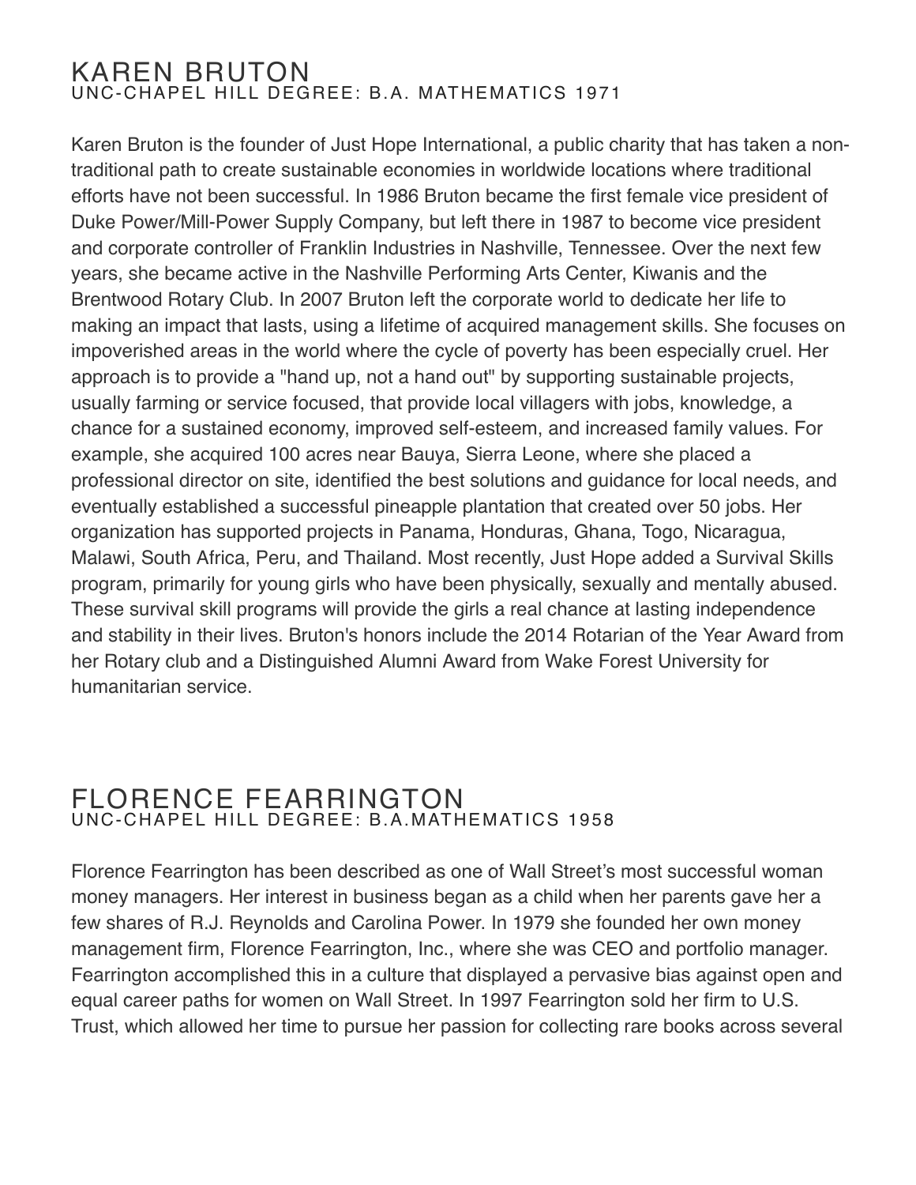## KAREN BRUTON
UNC-CHAPEL HILL DEGREE: B.A. MATHEMATICS 1971

Karen Bruton is the founder of Just Hope International, a public charity that has taken a non-traditional path to create sustainable economies in worldwide locations where traditional efforts have not been successful. In 1986 Bruton became the first female vice president of Duke Power/Mill-Power Supply Company, but left there in 1987 to become vice president and corporate controller of Franklin Industries in Nashville, Tennessee. Over the next few years, she became active in the Nashville Performing Arts Center, Kiwanis and the Brentwood Rotary Club. In 2007 Bruton left the corporate world to dedicate her life to making an impact that lasts, using a lifetime of acquired management skills. She focuses on impoverished areas in the world where the cycle of poverty has been especially cruel. Her approach is to provide a "hand up, not a hand out" by supporting sustainable projects, usually farming or service focused, that provide local villagers with jobs, knowledge, a chance for a sustained economy, improved self-esteem, and increased family values. For example, she acquired 100 acres near Bauya, Sierra Leone, where she placed a professional director on site, identified the best solutions and guidance for local needs, and eventually established a successful pineapple plantation that created over 50 jobs. Her organization has supported projects in Panama, Honduras, Ghana, Togo, Nicaragua, Malawi, South Africa, Peru, and Thailand. Most recently, Just Hope added a Survival Skills program, primarily for young girls who have been physically, sexually and mentally abused. These survival skill programs will provide the girls a real chance at lasting independence and stability in their lives. Bruton's honors include the 2014 Rotarian of the Year Award from her Rotary club and a Distinguished Alumni Award from Wake Forest University for humanitarian service.

## FLORENCE FEARRINGTON
UNC-CHAPEL HILL DEGREE: B.A.MATHEMATICS 1958

Florence Fearrington has been described as one of Wall Street's most successful woman money managers. Her interest in business began as a child when her parents gave her a few shares of R.J. Reynolds and Carolina Power. In 1979 she founded her own money management firm, Florence Fearrington, Inc., where she was CEO and portfolio manager. Fearrington accomplished this in a culture that displayed a pervasive bias against open and equal career paths for women on Wall Street. In 1997 Fearrington sold her firm to U.S. Trust, which allowed her time to pursue her passion for collecting rare books across several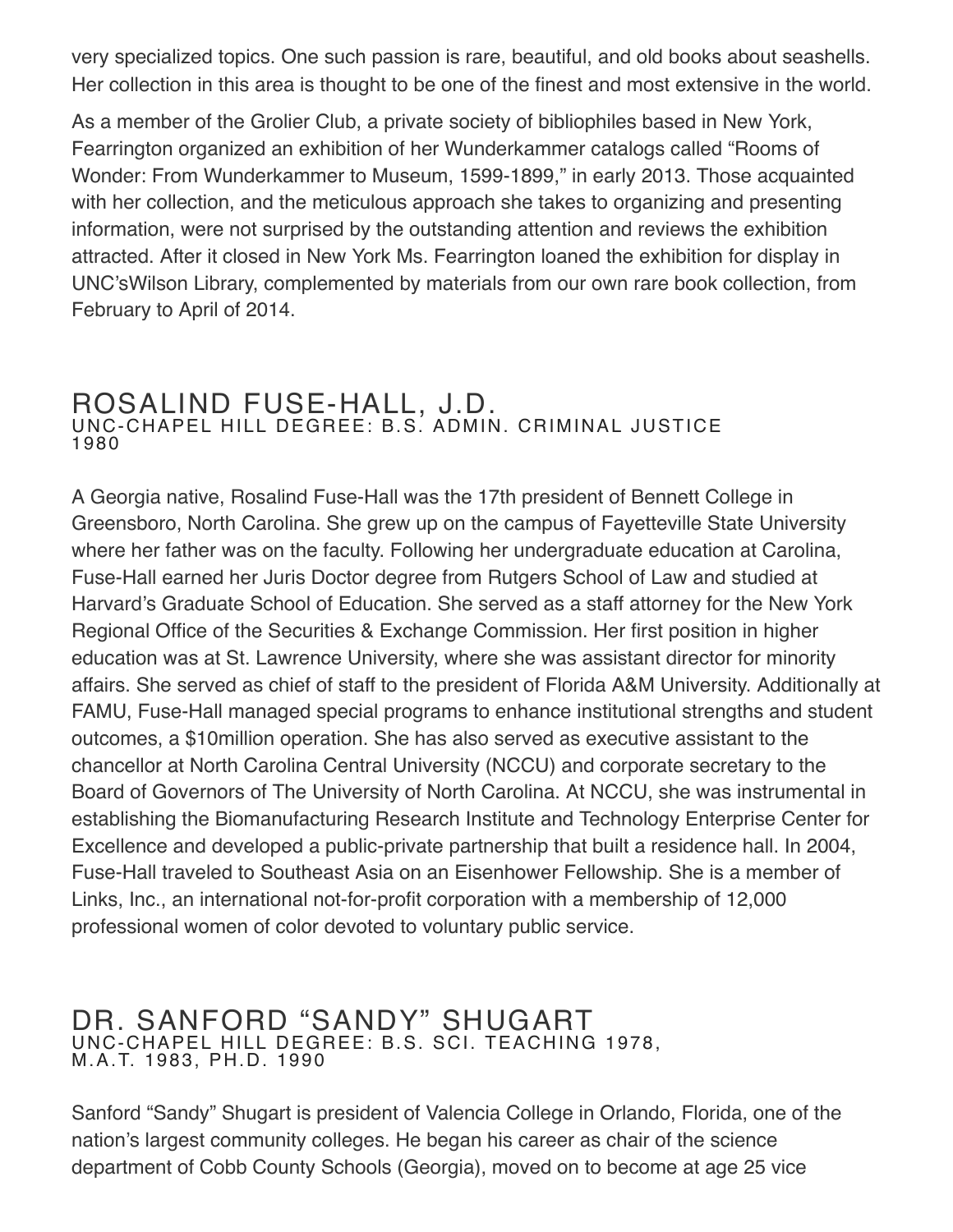very specialized topics. One such passion is rare, beautiful, and old books about seashells. Her collection in this area is thought to be one of the finest and most extensive in the world.

As a member of the Grolier Club, a private society of bibliophiles based in New York, Fearrington organized an exhibition of her Wunderkammer catalogs called "Rooms of Wonder: From Wunderkammer to Museum, 1599-1899," in early 2013. Those acquainted with her collection, and the meticulous approach she takes to organizing and presenting information, were not surprised by the outstanding attention and reviews the exhibition attracted. After it closed in New York Ms. Fearrington loaned the exhibition for display in UNC'sWilson Library, complemented by materials from our own rare book collection, from February to April of 2014.

## ROSALIND FUSE-HALL, J.D.

### UNC-CHAPEL HILL DEGREE: B.S. ADMIN. CRIMINAL JUSTICE 1980

A Georgia native, Rosalind Fuse-Hall was the 17th president of Bennett College in Greensboro, North Carolina. She grew up on the campus of Fayetteville State University where her father was on the faculty. Following her undergraduate education at Carolina, Fuse-Hall earned her Juris Doctor degree from Rutgers School of Law and studied at Harvard's Graduate School of Education. She served as a staff attorney for the New York Regional Office of the Securities & Exchange Commission. Her first position in higher education was at St. Lawrence University, where she was assistant director for minority affairs. She served as chief of staff to the president of Florida A&M University. Additionally at FAMU, Fuse-Hall managed special programs to enhance institutional strengths and student outcomes, a $10million operation. She has also served as executive assistant to the chancellor at North Carolina Central University (NCCU) and corporate secretary to the Board of Governors of The University of North Carolina. At NCCU, she was instrumental in establishing the Biomanufacturing Research Institute and Technology Enterprise Center for Excellence and developed a public-private partnership that built a residence hall. In 2004, Fuse-Hall traveled to Southeast Asia on an Eisenhower Fellowship. She is a member of Links, Inc., an international not-for-profit corporation with a membership of 12,000 professional women of color devoted to voluntary public service.

## DR. SANFORD "SANDY" SHUGART

### UNC-CHAPEL HILL DEGREE: B.S. SCI. TEACHING 1978, M.A.T. 1983, PH.D. 1990

Sanford "Sandy" Shugart is president of Valencia College in Orlando, Florida, one of the nation's largest community colleges. He began his career as chair of the science department of Cobb County Schools (Georgia), moved on to become at age 25 vice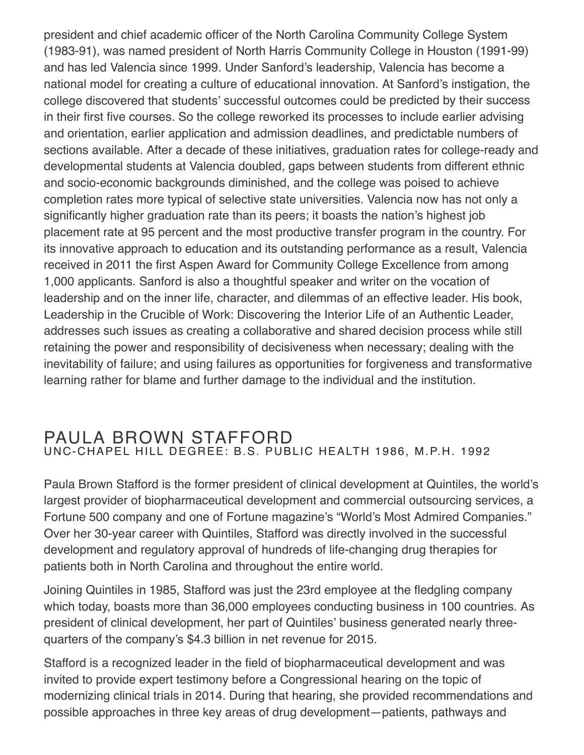president and chief academic officer of the North Carolina Community College System (1983-91), was named president of North Harris Community College in Houston (1991-99) and has led Valencia since 1999. Under Sanford's leadership, Valencia has become a national model for creating a culture of educational innovation. At Sanford's instigation, the college discovered that students' successful outcomes could be predicted by their success in their first five courses. So the college reworked its processes to include earlier advising and orientation, earlier application and admission deadlines, and predictable numbers of sections available. After a decade of these initiatives, graduation rates for college-ready and developmental students at Valencia doubled, gaps between students from different ethnic and socio-economic backgrounds diminished, and the college was poised to achieve completion rates more typical of selective state universities. Valencia now has not only a significantly higher graduation rate than its peers; it boasts the nation's highest job placement rate at 95 percent and the most productive transfer program in the country. For its innovative approach to education and its outstanding performance as a result, Valencia received in 2011 the first Aspen Award for Community College Excellence from among 1,000 applicants. Sanford is also a thoughtful speaker and writer on the vocation of leadership and on the inner life, character, and dilemmas of an effective leader. His book, Leadership in the Crucible of Work: Discovering the Interior Life of an Authentic Leader, addresses such issues as creating a collaborative and shared decision process while still retaining the power and responsibility of decisiveness when necessary; dealing with the inevitability of failure; and using failures as opportunities for forgiveness and transformative learning rather for blame and further damage to the individual and the institution.

## PAULA BROWN STAFFORD

UNC-CHAPEL HILL DEGREE: B.S. PUBLIC HEALTH 1986, M.P.H. 1992

Paula Brown Stafford is the former president of clinical development at Quintiles, the world's largest provider of biopharmaceutical development and commercial outsourcing services, a Fortune 500 company and one of Fortune magazine's "World's Most Admired Companies." Over her 30-year career with Quintiles, Stafford was directly involved in the successful development and regulatory approval of hundreds of life-changing drug therapies for patients both in North Carolina and throughout the entire world.

Joining Quintiles in 1985, Stafford was just the 23rd employee at the fledgling company which today, boasts more than 36,000 employees conducting business in 100 countries. As president of clinical development, her part of Quintiles' business generated nearly three-quarters of the company's $4.3 billion in net revenue for 2015.

Stafford is a recognized leader in the field of biopharmaceutical development and was invited to provide expert testimony before a Congressional hearing on the topic of modernizing clinical trials in 2014. During that hearing, she provided recommendations and possible approaches in three key areas of drug development—patients, pathways and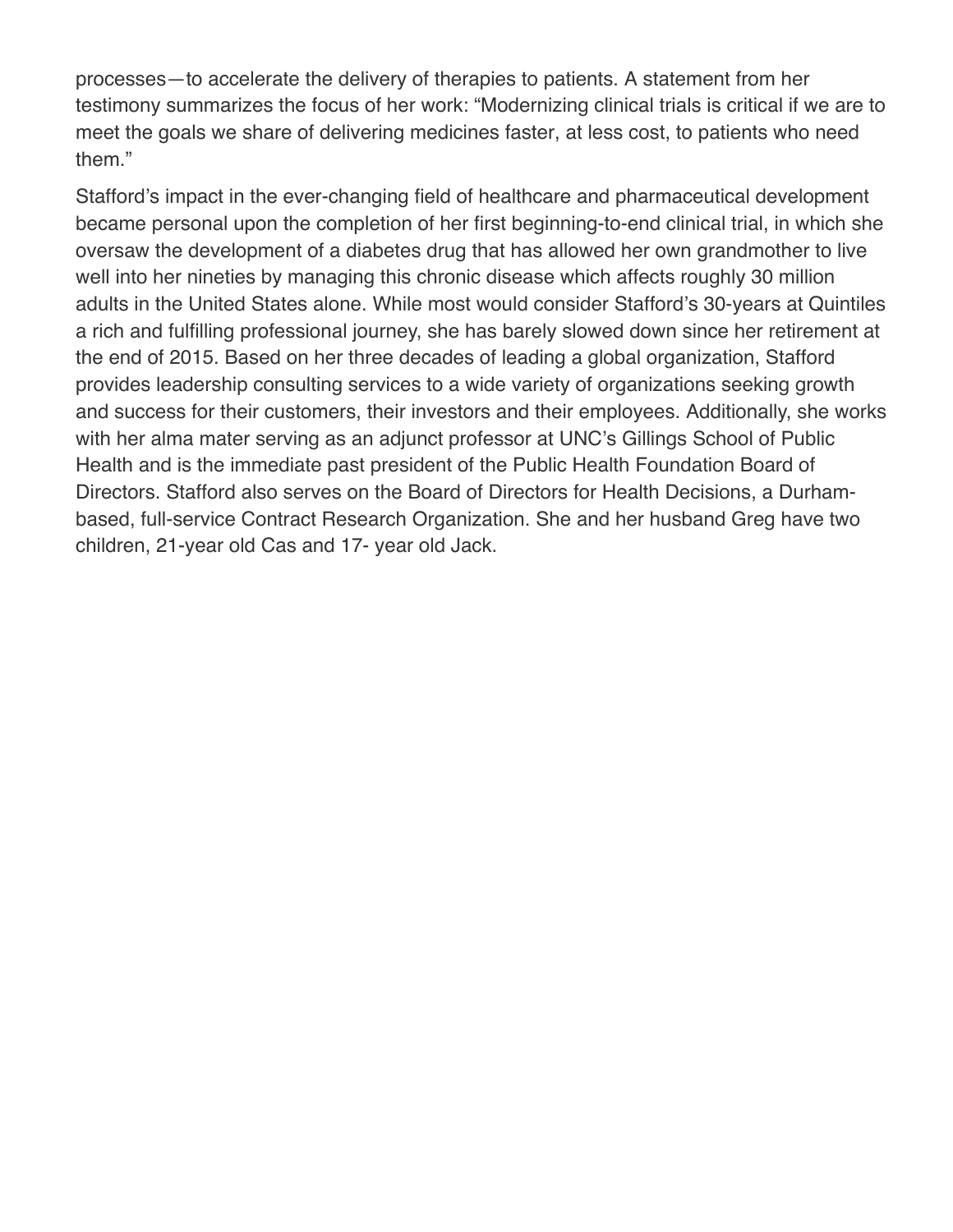processes—to accelerate the delivery of therapies to patients. A statement from her testimony summarizes the focus of her work: "Modernizing clinical trials is critical if we are to meet the goals we share of delivering medicines faster, at less cost, to patients who need them."

Stafford's impact in the ever-changing field of healthcare and pharmaceutical development became personal upon the completion of her first beginning-to-end clinical trial, in which she oversaw the development of a diabetes drug that has allowed her own grandmother to live well into her nineties by managing this chronic disease which affects roughly 30 million adults in the United States alone. While most would consider Stafford's 30-years at Quintiles a rich and fulfilling professional journey, she has barely slowed down since her retirement at the end of 2015. Based on her three decades of leading a global organization, Stafford provides leadership consulting services to a wide variety of organizations seeking growth and success for their customers, their investors and their employees. Additionally, she works with her alma mater serving as an adjunct professor at UNC's Gillings School of Public Health and is the immediate past president of the Public Health Foundation Board of Directors. Stafford also serves on the Board of Directors for Health Decisions, a Durham-based, full-service Contract Research Organization. She and her husband Greg have two children, 21-year old Cas and 17- year old Jack.